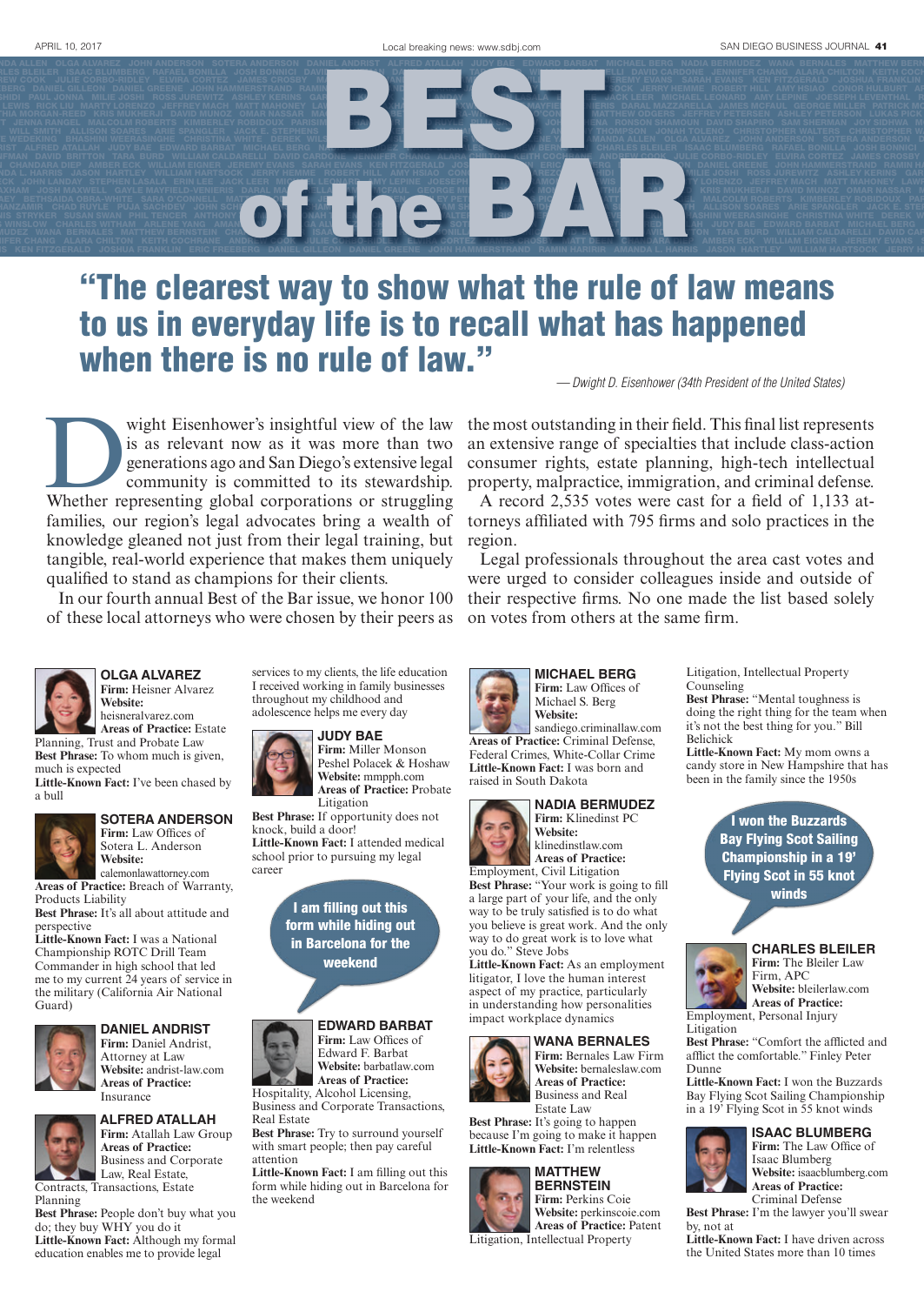# BEST of the BAR

## "The clearest way to show what the rule of law means to us in everyday life is to recall what has happened when there is no rule of law."

*— Dwight D. Eisenhower (34th President of the United States)*

Dwight Eisenhower's insightful view of the law is as relevant now as it was more than two generations ago and San Diego's extensive legal community is committed to its stewardship. Whether representing global corporations or struggling families, our region's legal advocates bring a wealth of knowledge gleaned not just from their legal training, but tangible, real-world experience that makes them uniquely qualified to stand as champions for their clients.

In our fourth annual Best of the Bar issue, we honor 100 of these local attorneys who were chosen by their peers as the most outstanding in their field. This final list represents an extensive range of specialties that include class-action consumer rights, estate planning, high-tech intellectual property, malpractice, immigration, and criminal defense.

A record 2,535 votes were cast for a field of 1,133 attorneys affiliated with 795 firms and solo practices in the region.

Legal professionals throughout the area cast votes and were urged to consider colleagues inside and outside of their respective firms. No one made the list based solely on votes from others at the same firm.

### OLGA ALVAREZ

**Firm:** Heisner Alvarez
**Website:** heisneralvarez.com
**Areas of Practice:** Estate Planning, Trust and Probate Law
**Best Phrase:** To whom much is given, much is expected
**Little-Known Fact:** I've been chased by a bull

### SOTERA ANDERSON

**Firm:** Law Offices of Sotera L. Anderson
**Website:** calemonlawattorney.com
**Areas of Practice:** Breach of Warranty, Products Liability
**Best Phrase:** It's all about attitude and perspective
**Little-Known Fact:** I was a National Championship ROTC Drill Team Commander in high school that led me to my current 24 years of service in the military (California Air National Guard)

### DANIEL ANDRIST

**Firm:** Daniel Andrist, Attorney at Law
**Website:** andrist-law.com
**Areas of Practice:** Insurance

### ALFRED ATALLAH

**Firm:** Atallah Law Group
**Areas of Practice:** Business and Corporate Law, Real Estate, Contracts, Transactions, Estate Planning
**Best Phrase:** People don't buy what you do; they buy WHY you do it
**Little-Known Fact:** Although my formal education enables me to provide legal services to my clients, the life education I received working in family businesses throughout my childhood and adolescence helps me every day

### JUDY BAE

**Firm:** Miller Monson Peshel Polacek & Hoshaw
**Website:** mmpph.com
**Areas of Practice:** Probate Litigation
**Best Phrase:** If opportunity does not knock, build a door!
**Little-Known Fact:** I attended medical school prior to pursuing my legal career

> I am filling out this form while hiding out in Barcelona for the weekend

### EDWARD BARBAT

**Firm:** Law Offices of Edward F. Barbat
**Website:** barbatlaw.com
**Areas of Practice:** Hospitality, Alcohol Licensing, Business and Corporate Transactions, Real Estate
**Best Phrase:** Try to surround yourself with smart people; then pay careful attention
**Little-Known Fact:** I am filling out this form while hiding out in Barcelona for the weekend

### MICHAEL BERG

**Firm:** Law Offices of Michael S. Berg
**Website:** sandiego.criminallaw.com
**Areas of Practice:** Criminal Defense, Federal Crimes, White-Collar Crime
**Little-Known Fact:** I was born and raised in South Dakota

### NADIA BERMUDEZ

**Firm:** Klinedinst PC
**Website:** klinedinstlaw.com
**Areas of Practice:** Employment, Civil Litigation
**Best Phrase:** "Your work is going to fill a large part of your life, and the only way to be truly satisfied is to do what you believe is great work. And the only way to do great work is to love what you do." Steve Jobs
**Little-Known Fact:** As an employment litigator, I love the human interest aspect of my practice, particularly in understanding how personalities impact workplace dynamics

### WANA BERNALES

**Firm:** Bernales Law Firm
**Website:** bernaleslaw.com
**Areas of Practice:** Business and Real Estate Law
**Best Phrase:** It's going to happen because I'm going to make it happen
**Little-Known Fact:** I'm relentless

### MATTHEW BERNSTEIN

**Firm:** Perkins Coie
**Website:** perkinscoie.com
**Areas of Practice:** Patent Litigation, Intellectual Property Litigation, Intellectual Property Counseling
**Best Phrase:** "Mental toughness is doing the right thing for the team when it's not the best thing for you." Bill Belichick
**Little-Known Fact:** My mom owns a candy store in New Hampshire that has been in the family since the 1950s

> I won the Buzzards Bay Flying Scot Sailing Championship in a 19' Flying Scot in 55 knot winds

### CHARLES BLEILER

**Firm:** The Bleiler Law Firm, APC
**Website:** bleilerlaw.com
**Areas of Practice:** Employment, Personal Injury Litigation
**Best Phrase:** "Comfort the afflicted and afflict the comfortable." Finley Peter Dunne
**Little-Known Fact:** I won the Buzzards Bay Flying Scot Sailing Championship in a 19' Flying Scot in 55 knot winds

### ISAAC BLUMBERG

**Firm:** The Law Office of Isaac Blumberg
**Website:** isaacblumberg.com
**Areas of Practice:** Criminal Defense
**Best Phrase:** I'm the lawyer you'll swear by, not at
**Little-Known Fact:** I have driven across the United States more than 10 times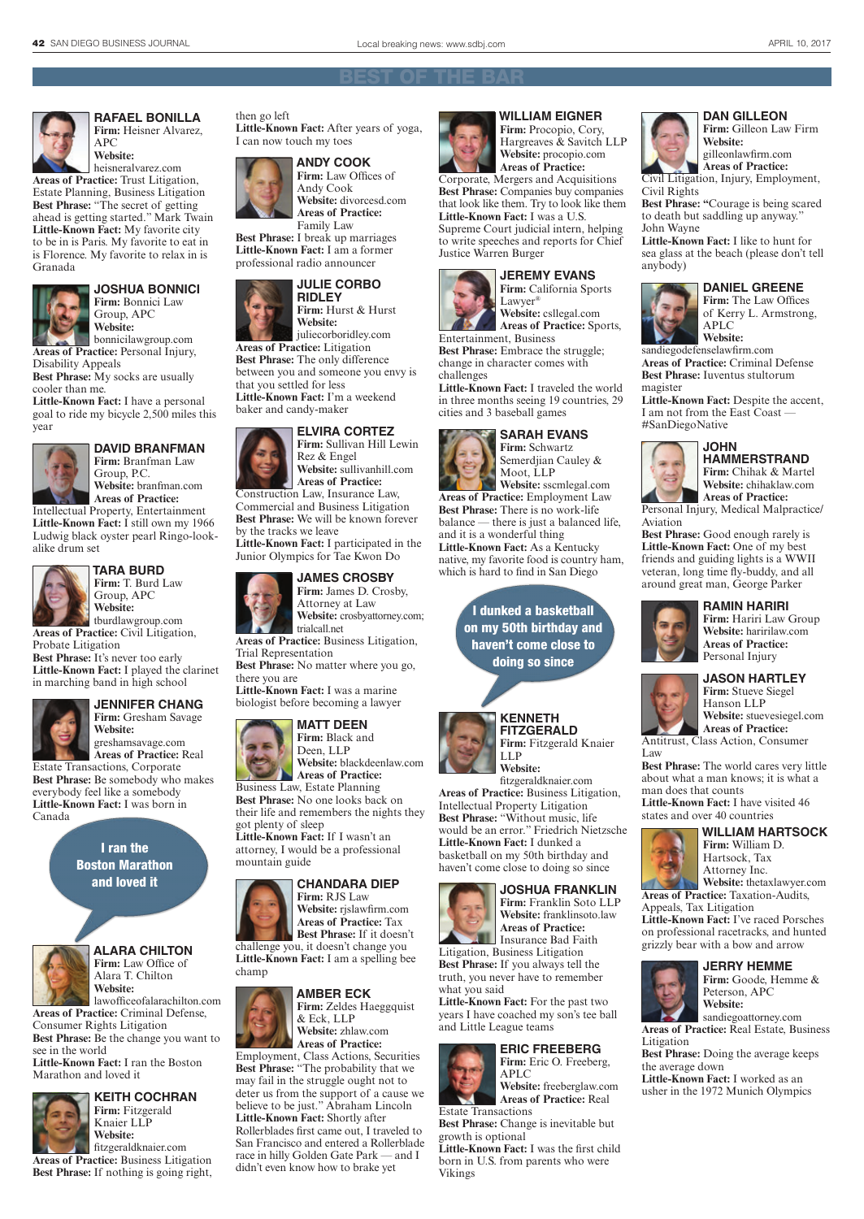# BEST OF THE BAR

### RAFAEL BONILLA
**Firm:** Heisner Alvarez, APC
**Website:** heisneralvarez.com
**Areas of Practice:** Trust Litigation, Estate Planning, Business Litigation
**Best Phrase:** "The secret of getting ahead is getting started." Mark Twain
**Little-Known Fact:** My favorite city to be in is Paris. My favorite to eat in is Florence. My favorite to relax in is Granada

### JOSHUA BONNICI
**Firm:** Bonnici Law Group, APC
**Website:** bonnicilawgroup.com
**Areas of Practice:** Personal Injury, Disability Appeals
**Best Phrase:** My socks are usually cooler than me.
**Little-Known Fact:** I have a personal goal to ride my bicycle 2,500 miles this year

### DAVID BRANFMAN
**Firm:** Branfman Law Group, P.C.
**Website:** branfman.com
**Areas of Practice:** Intellectual Property, Entertainment
**Little-Known Fact:** I still own my 1966 Ludwig black oyster pearl Ringo-look-alike drum set

### TARA BURD
**Firm:** T. Burd Law Group, APC
**Website:** tburdlawgroup.com
**Areas of Practice:** Civil Litigation, Probate Litigation
**Best Phrase:** It's never too early
**Little-Known Fact:** I played the clarinet in marching band in high school

### JENNIFER CHANG
**Firm:** Gresham Savage
**Website:** greshamsavage.com
**Areas of Practice:** Real Estate Transactions, Corporate
**Best Phrase:** Be somebody who makes everybody feel like a somebody
**Little-Known Fact:** I was born in Canada

> I ran the Boston Marathon and loved it

### ALARA CHILTON
**Firm:** Law Office of Alara T. Chilton
**Website:** lawofficeofalarachilton.com
**Areas of Practice:** Criminal Defense, Consumer Rights Litigation
**Best Phrase:** Be the change you want to see in the world
**Little-Known Fact:** I ran the Boston Marathon and loved it

### KEITH COCHRAN
**Firm:** Fitzgerald Knaier LLP
**Website:** fitzgeraldknaier.com
**Areas of Practice:** Business Litigation
**Best Phrase:** If nothing is going right, then go left
**Little-Known Fact:** After years of yoga, I can now touch my toes

### ANDY COOK
**Firm:** Law Offices of Andy Cook
**Website:** divorcesd.com
**Areas of Practice:** Family Law
**Best Phrase:** I break up marriages
**Little-Known Fact:** I am a former professional radio announcer

### JULIE CORBO RIDLEY
**Firm:** Hurst & Hurst
**Website:** juliecorboridley.com
**Areas of Practice:** Litigation
**Best Phrase:** The only difference between you and someone you envy is that you settled for less
**Little-Known Fact:** I'm a weekend baker and candy-maker

### ELVIRA CORTEZ
**Firm:** Sullivan Hill Lewin Rez & Engel
**Website:** sullivanhill.com
**Areas of Practice:** Construction Law, Insurance Law, Commercial and Business Litigation
**Best Phrase:** We will be known forever by the tracks we leave
**Little-Known Fact:** I participated in the Junior Olympics for Tae Kwon Do

### JAMES CROSBY
**Firm:** James D. Crosby, Attorney at Law
**Website:** crosbyattorney.com; trialcall.net
**Areas of Practice:** Business Litigation, Trial Representation
**Best Phrase:** No matter where you go, there you are
**Little-Known Fact:** I was a marine biologist before becoming a lawyer

### MATT DEEN
**Firm:** Black and Deen, LLP
**Website:** blackdeenlaw.com
**Areas of Practice:** Business Law, Estate Planning
**Best Phrase:** No one looks back on their life and remembers the nights they got plenty of sleep
**Little-Known Fact:** If I wasn't an attorney, I would be a professional mountain guide

### CHANDARA DIEP
**Firm:** RJS Law
**Website:** rjslawfirm.com
**Areas of Practice:** Tax
**Best Phrase:** If it doesn't challenge you, it doesn't change you
**Little-Known Fact:** I am a spelling bee champ

### AMBER ECK
**Firm:** Zeldes Haeggquist & Eck, LLP
**Website:** zhlaw.com
**Areas of Practice:** Employment, Class Actions, Securities
**Best Phrase:** "The probability that we may fail in the struggle ought not to deter us from the support of a cause we believe to be just." Abraham Lincoln
**Little-Known Fact:** Shortly after Rollerblades first came out, I traveled to San Francisco and entered a Rollerblade race in hilly Golden Gate Park — and I didn't even know how to brake yet

### WILLIAM EIGNER
**Firm:** Procopio, Cory, Hargreaves & Savitch LLP
**Website:** procopio.com
**Areas of Practice:** Corporate, Mergers and Acquisitions
**Best Phrase:** Companies buy companies that look like them. Try to look like them
**Little-Known Fact:** I was a U.S. Supreme Court judicial intern, helping to write speeches and reports for Chief Justice Warren Burger

### JEREMY EVANS
**Firm:** California Sports Lawyer®
**Website:** csllegal.com
**Areas of Practice:** Sports, Entertainment, Business
**Best Phrase:** Embrace the struggle; change in character comes with challenges
**Little-Known Fact:** I traveled the world in three months seeing 19 countries, 29 cities and 3 baseball games

### SARAH EVANS
**Firm:** Schwartz Semerdjian Cauley & Moot, LLP
**Website:** sscmlegal.com
**Areas of Practice:** Employment Law
**Best Phrase:** There is no work-life balance — there is just a balanced life, and it is a wonderful thing
**Little-Known Fact:** As a Kentucky native, my favorite food is country ham, which is hard to find in San Diego

> I dunked a basketball on my 50th birthday and haven't come close to doing so since

### KENNETH FITZGERALD
**Firm:** Fitzgerald Knaier LLP
**Website:** fitzgeraldknaier.com
**Areas of Practice:** Business Litigation, Intellectual Property Litigation
**Best Phrase:** "Without music, life would be an error." Friedrich Nietzsche
**Little-Known Fact:** I dunked a basketball on my 50th birthday and haven't come close to doing so since

### JOSHUA FRANKLIN
**Firm:** Franklin Soto LLP
**Website:** franklinsoto.law
**Areas of Practice:** Insurance Bad Faith Litigation, Business Litigation
**Best Phrase:** If you always tell the truth, you never have to remember what you said
**Little-Known Fact:** For the past two years I have coached my son's tee ball and Little League teams

### ERIC FREEBERG
**Firm:** Eric O. Freeberg, APLC
**Website:** freeberglaw.com
**Areas of Practice:** Real Estate Transactions
**Best Phrase:** Change is inevitable but growth is optional
**Little-Known Fact:** I was the first child born in U.S. from parents who were Vikings

### DAN GILLEON
**Firm:** Gilleon Law Firm
**Website:** gilleonlawfirm.com
**Areas of Practice:** Civil Litigation, Injury, Employment, Civil Rights
**Best Phrase:** "Courage is being scared to death but saddling up anyway." John Wayne
**Little-Known Fact:** I like to hunt for sea glass at the beach (please don't tell anybody)

### DANIEL GREENE
**Firm:** The Law Offices of Kerry L. Armstrong, APLC
**Website:** sandiegodefenselawfirm.com
**Areas of Practice:** Criminal Defense
**Best Phrase:** Iuventus stultorum magister
**Little-Known Fact:** Despite the accent, I am not from the East Coast — #SanDiegoNative

### JOHN HAMMERSTRAND
**Firm:** Chihak & Martel
**Website:** chihaklaw.com
**Areas of Practice:** Personal Injury, Medical Malpractice/Aviation
**Best Phrase:** Good enough rarely is
**Little-Known Fact:** One of my best friends and guiding lights is a WWII veteran, long time fly-buddy, and all around great man, George Parker

### RAMIN HARIRI
**Firm:** Hariri Law Group
**Website:** haririlaw.com
**Areas of Practice:** Personal Injury

### JASON HARTLEY
**Firm:** Stueve Siegel Hanson LLP
**Website:** stuevesiegel.com
**Areas of Practice:** Antitrust, Class Action, Consumer Law
**Best Phrase:** The world cares very little about what a man knows; it is what a man does that counts
**Little-Known Fact:** I have visited 46 states and over 40 countries

### WILLIAM HARTSOCK
**Firm:** William D. Hartsock, Tax Attorney Inc.
**Website:** thetaxlawyer.com
**Areas of Practice:** Taxation-Audits, Appeals, Tax Litigation
**Little-Known Fact:** I've raced Porsches on professional racetracks, and hunted grizzly bear with a bow and arrow

### JERRY HEMME
**Firm:** Goode, Hemme & Peterson, APC
**Website:** sandiegoattorney.com
**Areas of Practice:** Real Estate, Business Litigation
**Best Phrase:** Doing the average keeps the average down
**Little-Known Fact:** I worked as an usher in the 1972 Munich Olympics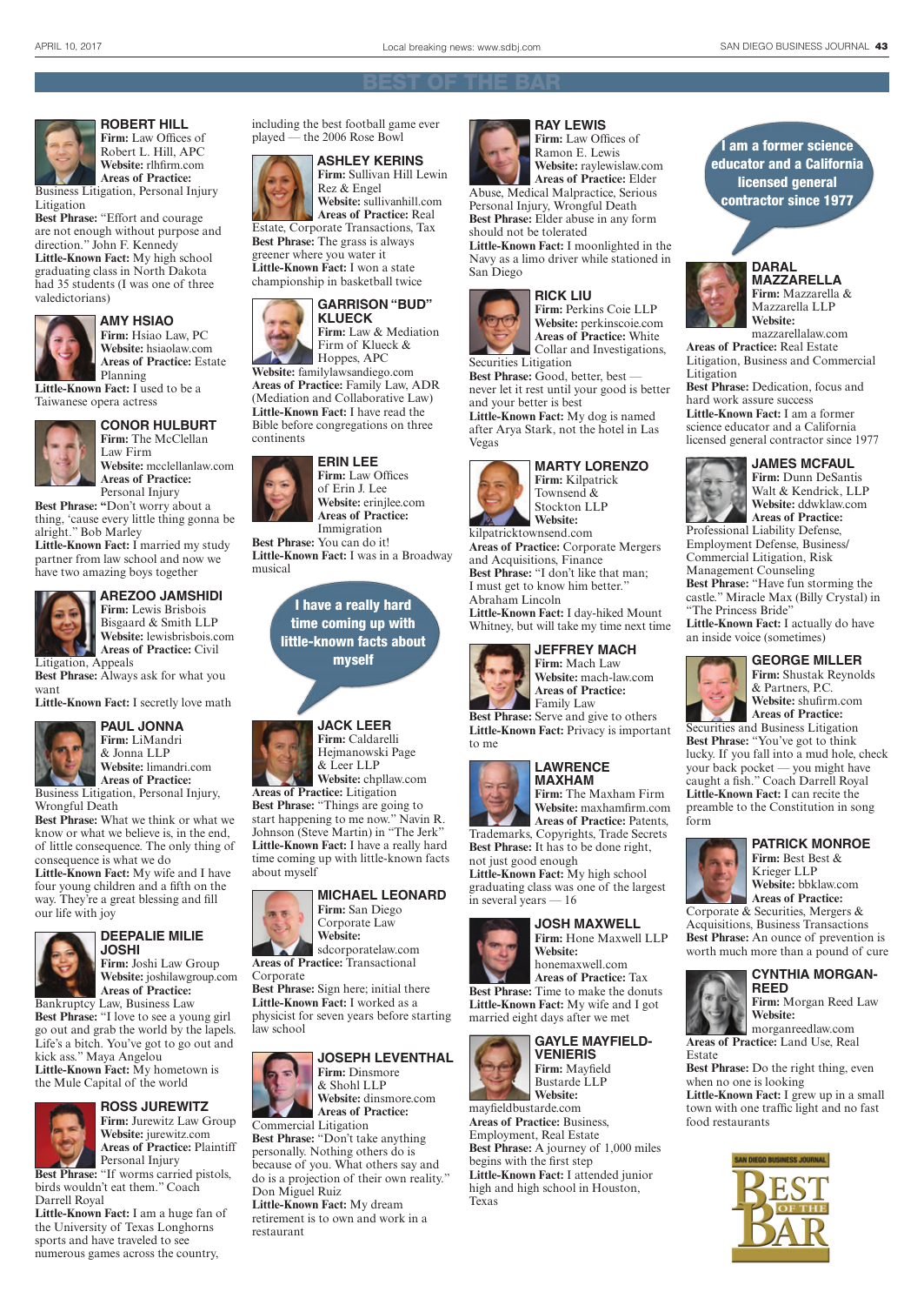# BEST OF THE BAR

### ROBERT HILL

**Firm:** Law Offices of Robert L. Hill, APC
**Website:** rlhfirm.com
**Areas of Practice:** Business Litigation, Personal Injury Litigation
**Best Phrase:** "Effort and courage are not enough without purpose and direction." John F. Kennedy
**Little-Known Fact:** My high school graduating class in North Dakota had 35 students (I was one of three valedictorians)

### AMY HSIAO

**Firm:** Hsiao Law, PC
**Website:** hsiaolaw.com
**Areas of Practice:** Estate Planning
**Little-Known Fact:** I used to be a Taiwanese opera actress

### CONOR HULBURT

**Firm:** The McClellan Law Firm
**Website:** mcclellanlaw.com
**Areas of Practice:** Personal Injury
**Best Phrase:** "Don't worry about a thing, 'cause every little thing gonna be alright." Bob Marley
**Little-Known Fact:** I married my study partner from law school and now we have two amazing boys together

### AREZOO JAMSHIDI

**Firm:** Lewis Brisbois Bisgaard & Smith LLP
**Website:** lewisbrisbois.com
**Areas of Practice:** Civil Litigation, Appeals
**Best Phrase:** Always ask for what you want
**Little-Known Fact:** I secretly love math

### PAUL JONNA

**Firm:** LiMandri & Jonna LLP
**Website:** limandri.com
**Areas of Practice:** Business Litigation, Personal Injury, Wrongful Death
**Best Phrase:** What we think or what we know or what we believe is, in the end, of little consequence. The only thing of consequence is what we do
**Little-Known Fact:** My wife and I have four young children and a fifth on the way. They're a great blessing and fill our life with joy

### DEEPALIE MILIE JOSHI

**Firm:** Joshi Law Group
**Website:** joshilawgroup.com
**Areas of Practice:** Bankruptcy Law, Business Law
**Best Phrase:** "I love to see a young girl go out and grab the world by the lapels. Life's a bitch. You've got to go out and kick ass." Maya Angelou
**Little-Known Fact:** My hometown is the Mule Capital of the world

### ROSS JUREWITZ

**Firm:** Jurewitz Law Group
**Website:** jurewitz.com
**Areas of Practice:** Plaintiff Personal Injury
**Best Phrase:** "If worms carried pistols, birds wouldn't eat them." Coach Darrell Royal
**Little-Known Fact:** I am a huge fan of the University of Texas Longhorns sports and have traveled to see numerous games across the country, including the best football game ever played — the 2006 Rose Bowl

### ASHLEY KERINS

**Firm:** Sullivan Hill Lewin Rez & Engel
**Website:** sullivanhill.com
**Areas of Practice:** Real Estate, Corporate Transactions, Tax
**Best Phrase:** The grass is always greener where you water it
**Little-Known Fact:** I won a state championship in basketball twice

### GARRISON "BUD" KLUECK

**Firm:** Law & Mediation Firm of Klueck & Hoppes, APC
**Website:** familylawsandiego.com
**Areas of Practice:** Family Law, ADR (Mediation and Collaborative Law)
**Little-Known Fact:** I have read the Bible before congregations on three continents

### ERIN LEE

**Firm:** Law Offices of Erin J. Lee
**Website:** erinjlee.com
**Areas of Practice:** Immigration
**Best Phrase:** You can do it!
**Little-Known Fact:** I was in a Broadway musical

> I have a really hard time coming up with little-known facts about myself

### JACK LEER

**Firm:** Caldarelli Hejmanowski Page & Leer LLP
**Website:** chpllaw.com
**Areas of Practice:** Litigation
**Best Phrase:** "Things are going to start happening to me now." Navin R. Johnson (Steve Martin) in "The Jerk"
**Little-Known Fact:** I have a really hard time coming up with little-known facts about myself

### MICHAEL LEONARD

**Firm:** San Diego Corporate Law
**Website:** sdcorporatelaw.com
**Areas of Practice:** Transactional Corporate
**Best Phrase:** Sign here; initial there
**Little-Known Fact:** I worked as a physicist for seven years before starting law school

### JOSEPH LEVENTHAL

**Firm:** Dinsmore & Shohl LLP
**Website:** dinsmore.com
**Areas of Practice:** Commercial Litigation
**Best Phrase:** "Don't take anything personally. Nothing others do is because of you. What others say and do is a projection of their own reality." Don Miguel Ruiz
**Little-Known Fact:** My dream retirement is to own and work in a restaurant

### RAY LEWIS

**Firm:** Law Offices of Ramon E. Lewis
**Website:** raylewislaw.com
**Areas of Practice:** Elder Abuse, Medical Malpractice, Serious Personal Injury, Wrongful Death
**Best Phrase:** Elder abuse in any form should not be tolerated
**Little-Known Fact:** I moonlighted in the Navy as a limo driver while stationed in San Diego

### RICK LIU

**Firm:** Perkins Coie LLP
**Website:** perkinscoie.com
**Areas of Practice:** White Collar and Investigations, Securities Litigation
**Best Phrase:** Good, better, best — never let it rest until your good is better and your better is best
**Little-Known Fact:** My dog is named after Arya Stark, not the hotel in Las Vegas

### MARTY LORENZO

**Firm:** Kilpatrick Townsend & Stockton LLP
**Website:** kilpatricktownsend.com
**Areas of Practice:** Corporate Mergers and Acquisitions, Finance
**Best Phrase:** "I don't like that man; I must get to know him better." Abraham Lincoln
**Little-Known Fact:** I day-hiked Mount Whitney, but will take my time next time

### JEFFREY MACH

**Firm:** Mach Law
**Website:** mach-law.com
**Areas of Practice:** Family Law
**Best Phrase:** Serve and give to others
**Little-Known Fact:** Privacy is important to me

### LAWRENCE MAXHAM

**Firm:** The Maxham Firm
**Website:** maxhamfirm.com
**Areas of Practice:** Patents, Trademarks, Copyrights, Trade Secrets
**Best Phrase:** It has to be done right, not just good enough
**Little-Known Fact:** My high school graduating class was one of the largest in several years — 16

### JOSH MAXWELL

**Firm:** Hone Maxwell LLP
**Website:** honemaxwell.com
**Areas of Practice:** Tax
**Best Phrase:** Time to make the donuts
**Little-Known Fact:** My wife and I got married eight days after we met

### GAYLE MAYFIELD-VENIERIS

**Firm:** Mayfield Bustarde LLP
**Website:** mayfieldbustarde.com
**Areas of Practice:** Business, Employment, Real Estate
**Best Phrase:** A journey of 1,000 miles begins with the first step
**Little-Known Fact:** I attended junior high and high school in Houston, Texas

> I am a former science educator and a California licensed general contractor since 1977

### DARAL MAZZARELLA

**Firm:** Mazzarella & Mazzarella LLP
**Website:** mazzarellalaw.com
**Areas of Practice:** Real Estate Litigation, Business and Commercial Litigation
**Best Phrase:** Dedication, focus and hard work assure success
**Little-Known Fact:** I am a former science educator and a California licensed general contractor since 1977

### JAMES MCFAUL

**Firm:** Dunn DeSantis Walt & Kendrick, LLP
**Website:** ddwklaw.com
**Areas of Practice:** Professional Liability Defense, Employment Defense, Business/Commercial Litigation, Risk Management Counseling
**Best Phrase:** "Have fun storming the castle." Miracle Max (Billy Crystal) in "The Princess Bride"
**Little-Known Fact:** I actually do have an inside voice (sometimes)

### GEORGE MILLER

**Firm:** Shustak Reynolds & Partners, P.C.
**Website:** shufirm.com
**Areas of Practice:** Securities and Business Litigation
**Best Phrase:** "You've got to think lucky. If you fall into a mud hole, check your back pocket — you might have caught a fish." Coach Darrell Royal
**Little-Known Fact:** I can recite the preamble to the Constitution in song form

### PATRICK MONROE

**Firm:** Best Best & Krieger LLP
**Website:** bbklaw.com
**Areas of Practice:** Corporate & Securities, Mergers & Acquisitions, Business Transactions
**Best Phrase:** An ounce of prevention is worth much more than a pound of cure

### CYNTHIA MORGAN-REED

**Firm:** Morgan Reed Law
**Website:** morganreedlaw.com
**Areas of Practice:** Land Use, Real Estate
**Best Phrase:** Do the right thing, even when no one is looking
**Little-Known Fact:** I grew up in a small town with one traffic light and no fast food restaurants

SAN DIEGO BUSINESS JOURNAL
BEST OF THE BAR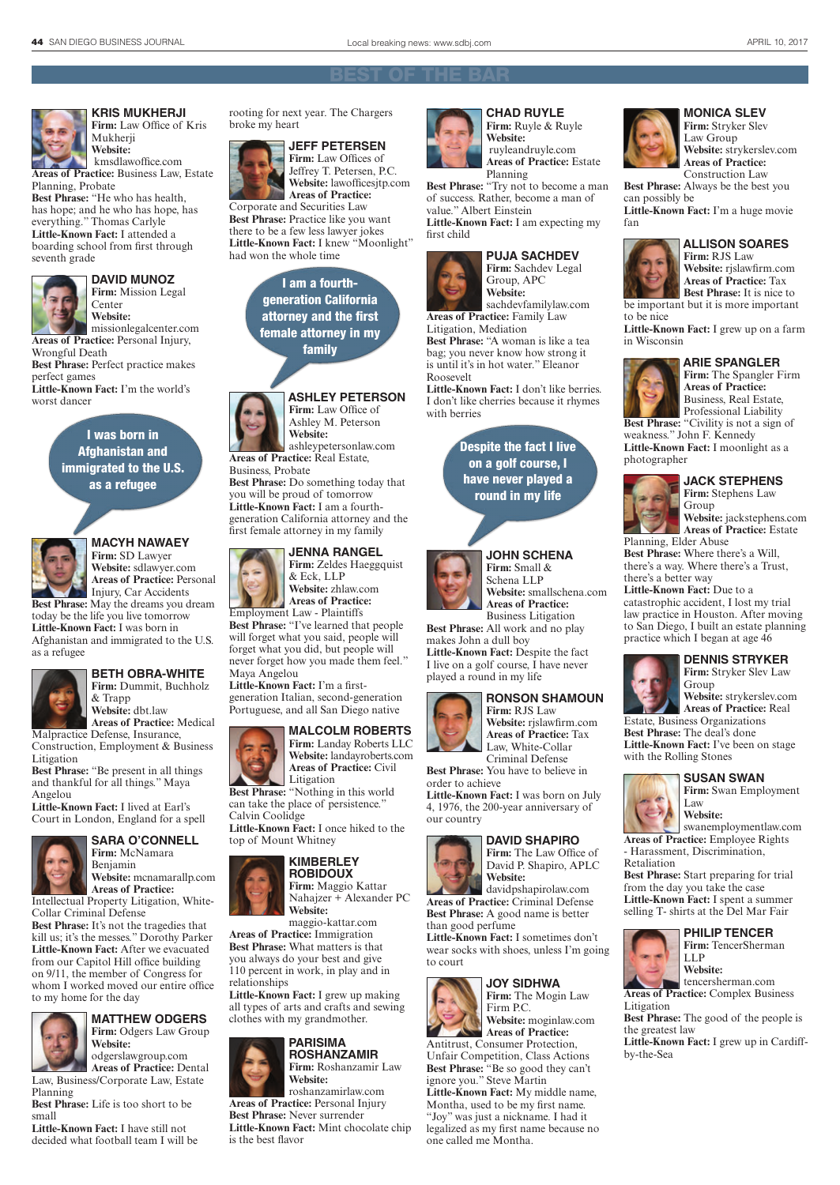## BEST OF THE BAR

### KRIS MUKHERJI

**Firm:** Law Office of Kris Mukherji
**Website:** kmsdlawoffice.com
**Areas of Practice:** Business Law, Estate Planning, Probate
**Best Phrase:** "He who has health, has hope; and he who has hope, has everything." Thomas Carlyle
**Little-Known Fact:** I attended a boarding school from first through seventh grade

### DAVID MUNOZ

**Firm:** Mission Legal Center
**Website:** missionlegalcenter.com
**Areas of Practice:** Personal Injury, Wrongful Death
**Best Phrase:** Perfect practice makes perfect games
**Little-Known Fact:** I'm the world's worst dancer

> I was born in Afghanistan and immigrated to the U.S. as a refugee

### MACYH NAWAEY

**Firm:** SD Lawyer
**Website:** sdlawyer.com
**Areas of Practice:** Personal Injury, Car Accidents
**Best Phrase:** May the dreams you dream today be the life you live tomorrow
**Little-Known Fact:** I was born in Afghanistan and immigrated to the U.S. as a refugee

### BETH OBRA-WHITE

**Firm:** Dummit, Buchholz & Trapp
**Website:** dbt.law
**Areas of Practice:** Medical Malpractice Defense, Insurance, Construction, Employment & Business Litigation
**Best Phrase:** "Be present in all things and thankful for all things." Maya Angelou
**Little-Known Fact:** I lived at Earl's Court in London, England for a spell

### SARA O'CONNELL

**Firm:** McNamara Benjamin
**Website:** mcnamarallp.com
**Areas of Practice:** Intellectual Property Litigation, White-Collar Criminal Defense
**Best Phrase:** It's not the tragedies that kill us; it's the messes." Dorothy Parker
**Little-Known Fact:** After we evacuated from our Capitol Hill office building on 9/11, the member of Congress for whom I worked moved our entire office to my home for the day

### MATTHEW ODGERS

**Firm:** Odgers Law Group
**Website:** odgerslawgroup.com
**Areas of Practice:** Dental Law, Business/Corporate Law, Estate Planning
**Best Phrase:** Life is too short to be small
**Little-Known Fact:** I have still not decided what football team I will be rooting for next year. The Chargers broke my heart

### JEFF PETERSEN

**Firm:** Law Offices of Jeffrey T. Petersen, P.C.
**Website:** lawofficesjtp.com
**Areas of Practice:** Corporate and Securities Law
**Best Phrase:** Practice like you want there to be a few less lawyer jokes
**Little-Known Fact:** I knew "Moonlight" had won the whole time

> I am a fourth-generation California attorney and the first female attorney in my family

### ASHLEY PETERSON

**Firm:** Law Office of Ashley M. Peterson
**Website:** ashleypetersonlaw.com
**Areas of Practice:** Real Estate, Business, Probate
**Best Phrase:** Do something today that you will be proud of tomorrow
**Little-Known Fact:** I am a fourth-generation California attorney and the first female attorney in my family

### JENNA RANGEL

**Firm:** Zeldes Haeggquist & Eck, LLP
**Website:** zhlaw.com
**Areas of Practice:** Employment Law - Plaintiffs
**Best Phrase:** "I've learned that people will forget what you said, people will forget what you did, but people will never forget how you made them feel." Maya Angelou
**Little-Known Fact:** I'm a first-generation Italian, second-generation Portuguese, and all San Diego native

### MALCOLM ROBERTS

**Firm:** Landay Roberts LLC
**Website:** landayroberts.com
**Areas of Practice:** Civil Litigation
**Best Phrase:** "Nothing in this world can take the place of persistence." Calvin Coolidge
**Little-Known Fact:** I once hiked to the top of Mount Whitney

### KIMBERLEY ROBIDOUX

**Firm:** Maggio Kattar Nahajzer + Alexander PC
**Website:** maggio-kattar.com
**Areas of Practice:** Immigration
**Best Phrase:** What matters is that you always do your best and give 110 percent in work, in play and in relationships
**Little-Known Fact:** I grew up making all types of arts and crafts and sewing clothes with my grandmother.

### PARISIMA ROSHANZAMIR

**Firm:** Roshanzamir Law
**Website:** roshanzamirlaw.com
**Areas of Practice:** Personal Injury
**Best Phrase:** Never surrender
**Little-Known Fact:** Mint chocolate chip is the best flavor

### CHAD RUYLE

**Firm:** Ruyle & Ruyle
**Website:** ruyleandruyle.com
**Areas of Practice:** Estate Planning
**Best Phrase:** "Try not to become a man of success. Rather, become a man of value." Albert Einstein
**Little-Known Fact:** I am expecting my first child

### PUJA SACHDEV

**Firm:** Sachdev Legal Group, APC
**Website:** sachdevfamilylaw.com
**Areas of Practice:** Family Law Litigation, Mediation
**Best Phrase:** "A woman is like a tea bag; you never know how strong it is until it's in hot water." Eleanor Roosevelt
**Little-Known Fact:** I don't like berries. I don't like cherries because it rhymes with berries

> Despite the fact I live on a golf course, I have never played a round in my life

### JOHN SCHENA

**Firm:** Small & Schena LLP
**Website:** smallschena.com
**Areas of Practice:** Business Litigation
**Best Phrase:** All work and no play makes John a dull boy
**Little-Known Fact:** Despite the fact I live on a golf course, I have never played a round in my life

### RONSON SHAMOUN

**Firm:** RJS Law
**Website:** rjslawfirm.com
**Areas of Practice:** Tax Law, White-Collar Criminal Defense
**Best Phrase:** You have to believe in order to achieve
**Little-Known Fact:** I was born on July 4, 1976, the 200-year anniversary of our country

### DAVID SHAPIRO

**Firm:** The Law Office of David D. Shapiro, APLC
**Website:** davidshapirolaw.com
**Areas of Practice:** Criminal Defense
**Best Phrase:** A good name is better than good perfume
**Little-Known Fact:** I sometimes don't wear socks with shoes, unless I'm going to court

### JOY SIDHWA

**Firm:** The Mogin Law Firm P.C.
**Website:** moginlaw.com
**Areas of Practice:** Antitrust, Consumer Protection, Unfair Competition, Class Actions
**Best Phrase:** "Be so good they can't ignore you." Steve Martin
**Little-Known Fact:** My middle name, Montha, used to be my first name. "Joy" was just a nickname. I had it legalized as my first name because no one called me Montha.

### MONICA SLEV

**Firm:** Stryker Slev Law Group
**Website:** strykerslev.com
**Areas of Practice:** Construction Law
**Best Phrase:** Always be the best you can possibly be
**Little-Known Fact:** I'm a huge movie fan

### ALLISON SOARES

**Firm:** RJS Law
**Website:** rjslawfirm.com
**Areas of Practice:** Tax
**Best Phrase:** It is nice to be important but it is more important to be nice
**Little-Known Fact:** I grew up on a farm in Wisconsin

### ARIE SPANGLER

**Firm:** The Spangler Firm
**Areas of Practice:** Business, Real Estate, Professional Liability
**Best Phrase:** "Civility is not a sign of weakness." John F. Kennedy
**Little-Known Fact:** I moonlight as a photographer

### JACK STEPHENS

**Firm:** Stephens Law Group
**Website:** jackstephens.com
**Areas of Practice:** Estate Planning, Elder Abuse
**Best Phrase:** Where there's a Will, there's a way. Where there's a Trust, there's a better way
**Little-Known Fact:** Due to a catastrophic accident, I lost my trial law practice in Houston. After moving to San Diego, I built an estate planning practice which I began at age 46

### DENNIS STRYKER

**Firm:** Stryker Slev Law Group
**Website:** strykerslev.com
**Areas of Practice:** Real Estate, Business Organizations
**Best Phrase:** The deal's done
**Little-Known Fact:** I've been on stage with the Rolling Stones

### SUSAN SWAN

**Firm:** Swan Employment Law
**Website:** swanemploymentlaw.com
**Areas of Practice:** Employee Rights - Harassment, Discrimination, Retaliation
**Best Phrase:** Start preparing for trial from the day you take the case
**Little-Known Fact:** I spent a summer selling T- shirts at the Del Mar Fair

### PHILIP TENCER

**Firm:** TencerSherman LLP
**Website:** tencersherman.com
**Areas of Practice:** Complex Business Litigation
**Best Phrase:** The good of the people is the greatest law
**Little-Known Fact:** I grew up in Cardiff-by-the-Sea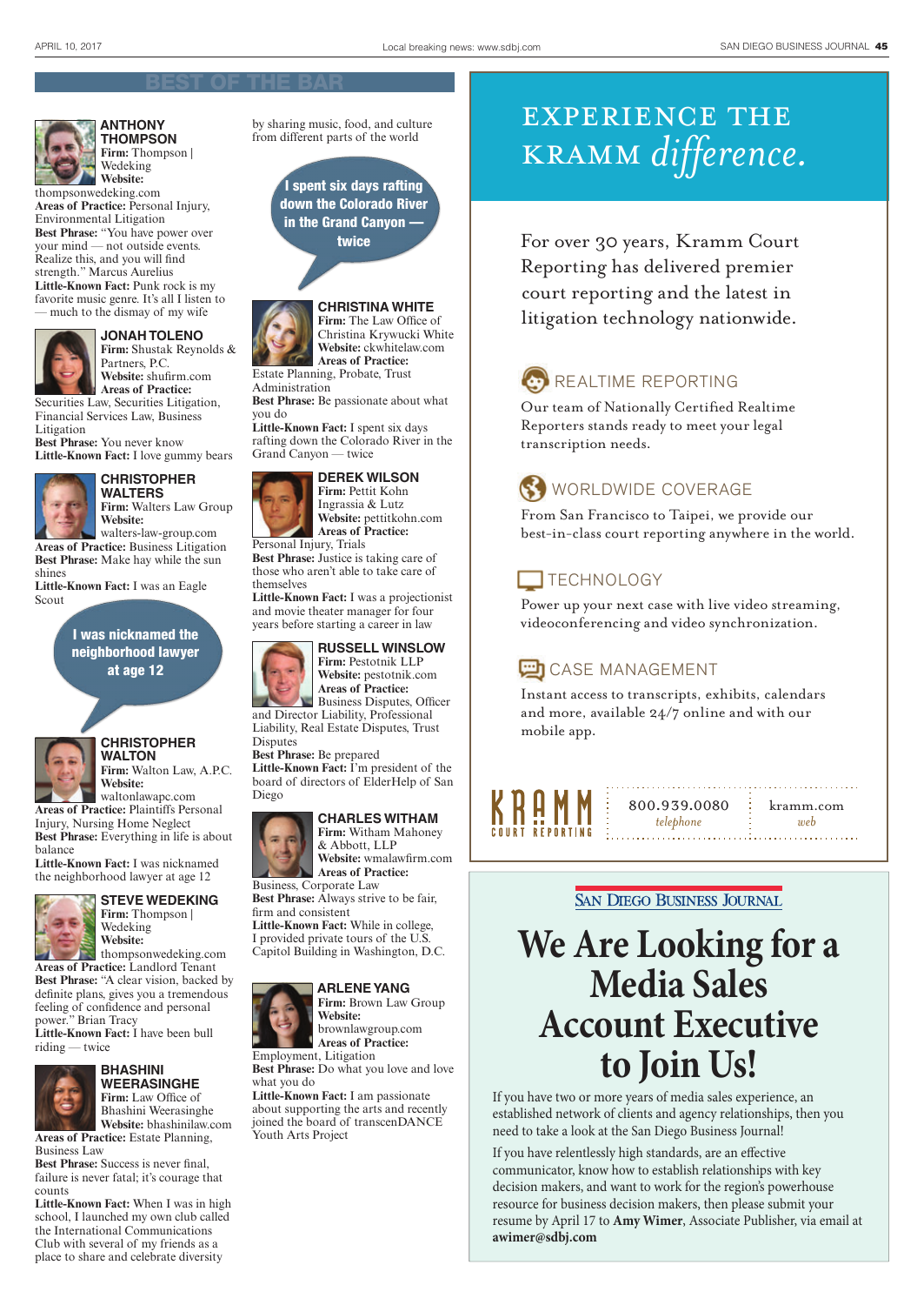## BEST OF THE BAR

### ANTHONY THOMPSON

**Firm:** Thompson | Wedeking
**Website:** thompsonwedeking.com
**Areas of Practice:** Personal Injury, Environmental Litigation
**Best Phrase:** "You have power over your mind — not outside events. Realize this, and you will find strength." Marcus Aurelius
**Little-Known Fact:** Punk rock is my favorite music genre. It's all I listen to — much to the dismay of my wife

### JONAH TOLENO

**Firm:** Shustak Reynolds & Partners, P.C.
**Website:** shufirm.com
**Areas of Practice:** Securities Law, Securities Litigation, Financial Services Law, Business Litigation
**Best Phrase:** You never know
**Little-Known Fact:** I love gummy bears

### CHRISTOPHER WALTERS

**Firm:** Walters Law Group
**Website:** walters-law-group.com
**Areas of Practice:** Business Litigation
**Best Phrase:** Make hay while the sun shines
**Little-Known Fact:** I was an Eagle Scout

> I was nicknamed the neighborhood lawyer at age 12

### CHRISTOPHER WALTON

**Firm:** Walton Law, A.P.C.
**Website:** waltonlawapc.com
**Areas of Practice:** Plaintiffs Personal Injury, Nursing Home Neglect
**Best Phrase:** Everything in life is about balance
**Little-Known Fact:** I was nicknamed the neighborhood lawyer at age 12

### STEVE WEDEKING

**Firm:** Thompson | Wedeking
**Website:** thompsonwedeking.com
**Areas of Practice:** Landlord Tenant
**Best Phrase:** "A clear vision, backed by definite plans, gives you a tremendous feeling of confidence and personal power." Brian Tracy
**Little-Known Fact:** I have been bull riding — twice

### BHASHINI WEERASINGHE

**Firm:** Law Office of Bhashini Weerasinghe
**Website:** bhashinilaw.com
**Areas of Practice:** Estate Planning, Business Law
**Best Phrase:** Success is never final, failure is never fatal; it's courage that counts
**Little-Known Fact:** When I was in high school, I launched my own club called the International Communications Club with several of my friends as a place to share and celebrate diversity by sharing music, food, and culture from different parts of the world

> I spent six days rafting down the Colorado River in the Grand Canyon — twice

### CHRISTINA WHITE

**Firm:** The Law Office of Christina Krywucki White
**Website:** ckwhitelaw.com
**Areas of Practice:** Estate Planning, Probate, Trust Administration
**Best Phrase:** Be passionate about what you do
**Little-Known Fact:** I spent six days rafting down the Colorado River in the Grand Canyon — twice

### DEREK WILSON

**Firm:** Pettit Kohn Ingrassia & Lutz
**Website:** pettitkohn.com
**Areas of Practice:** Personal Injury, Trials
**Best Phrase:** Justice is taking care of those who aren't able to take care of themselves
**Little-Known Fact:** I was a projectionist and movie theater manager for four years before starting a career in law

### RUSSELL WINSLOW

**Firm:** Pestotnik LLP
**Website:** pestotnik.com
**Areas of Practice:** Business Disputes, Officer and Director Liability, Professional Liability, Real Estate Disputes, Trust Disputes
**Best Phrase:** Be prepared
**Little-Known Fact:** I'm president of the board of directors of ElderHelp of San Diego

### CHARLES WITHAM

**Firm:** Witham Mahoney & Abbott, LLP
**Website:** wmalawfirm.com
**Areas of Practice:** Business, Corporate Law
**Best Phrase:** Always strive to be fair, firm and consistent
**Little-Known Fact:** While in college, I provided private tours of the U.S. Capitol Building in Washington, D.C.

### ARLENE YANG

**Firm:** Brown Law Group
**Website:** brownlawgroup.com
**Areas of Practice:** Employment, Litigation
**Best Phrase:** Do what you love and love what you do
**Little-Known Fact:** I am passionate about supporting the arts and recently joined the board of transcenDANCE Youth Arts Project

---

# EXPERIENCE THE KRAMM *difference.*

For over 30 years, Kramm Court Reporting has delivered premier court reporting and the latest in litigation technology nationwide.

### REALTIME REPORTING

Our team of Nationally Certified Realtime Reporters stands ready to meet your legal transcription needs.

### WORLDWIDE COVERAGE

From San Francisco to Taipei, we provide our best-in-class court reporting anywhere in the world.

### TECHNOLOGY

Power up your next case with live video streaming, videoconferencing and video synchronization.

### CASE MANAGEMENT

Instant access to transcripts, exhibits, calendars and more, available 24/7 online and with our mobile app.

KRAMM COURT REPORTING

800.939.0080 *telephone*

kramm.com *web*

---

SAN DIEGO BUSINESS JOURNAL

# We Are Looking for a Media Sales Account Executive to Join Us!

If you have two or more years of media sales experience, an established network of clients and agency relationships, then you need to take a look at the San Diego Business Journal!

If you have relentlessly high standards, are an effective communicator, know how to establish relationships with key decision makers, and want to work for the region's powerhouse resource for business decision makers, then please submit your resume by April 17 to **Amy Wimer**, Associate Publisher, via email at **awimer@sdbj.com**